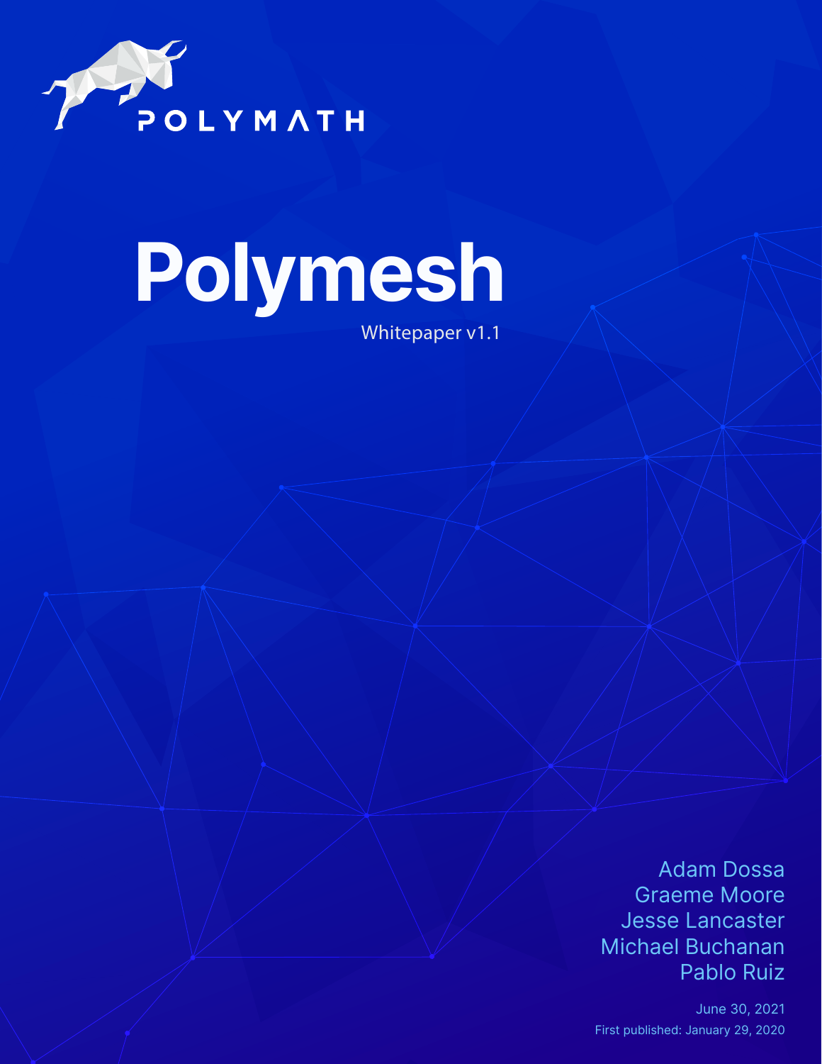POLYMATH

# Polymesh

Whitepaper v1.1

Adam Dossa
Graeme Moore
Jesse Lancaster
Michael Buchanan
Pablo Ruiz

June 30, 2021
First published: January 29, 2020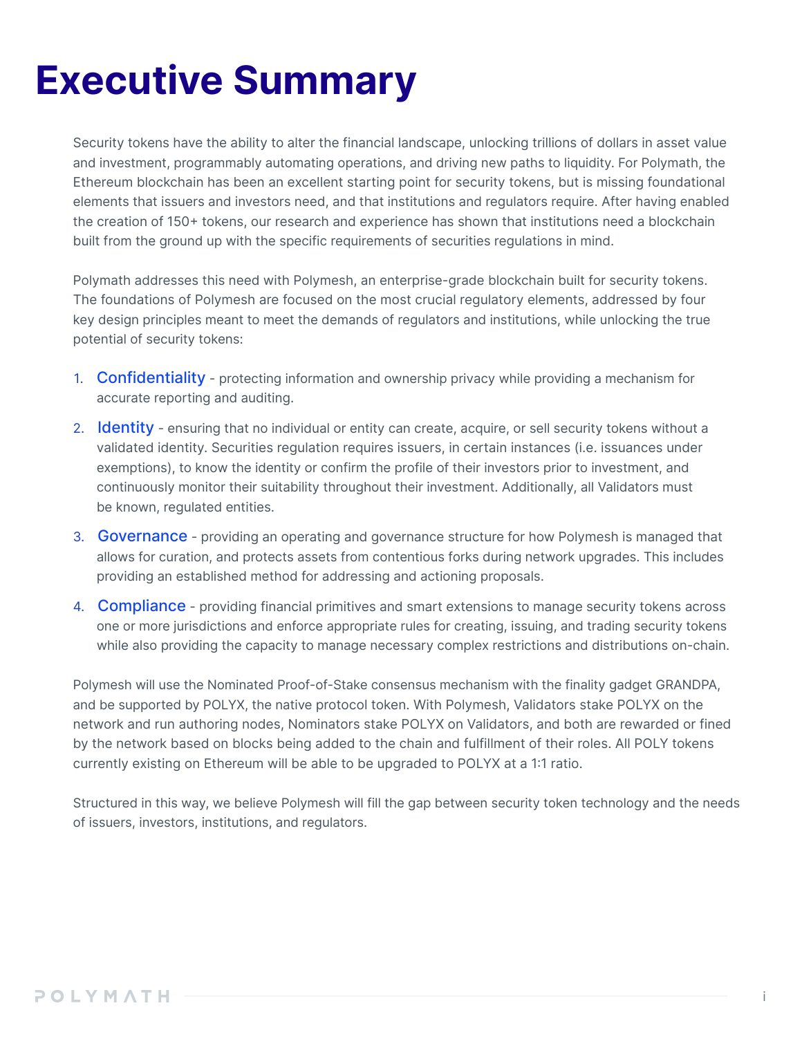# Executive Summary

Security tokens have the ability to alter the financial landscape, unlocking trillions of dollars in asset value and investment, programmably automating operations, and driving new paths to liquidity. For Polymath, the Ethereum blockchain has been an excellent starting point for security tokens, but is missing foundational elements that issuers and investors need, and that institutions and regulators require. After having enabled the creation of 150+ tokens, our research and experience has shown that institutions need a blockchain built from the ground up with the specific requirements of securities regulations in mind.

Polymath addresses this need with Polymesh, an enterprise-grade blockchain built for security tokens. The foundations of Polymesh are focused on the most crucial regulatory elements, addressed by four key design principles meant to meet the demands of regulators and institutions, while unlocking the true potential of security tokens:

1. **Confidentiality** - protecting information and ownership privacy while providing a mechanism for accurate reporting and auditing.
2. **Identity** - ensuring that no individual or entity can create, acquire, or sell security tokens without a validated identity. Securities regulation requires issuers, in certain instances (i.e. issuances under exemptions), to know the identity or confirm the profile of their investors prior to investment, and continuously monitor their suitability throughout their investment. Additionally, all Validators must be known, regulated entities.
3. **Governance** - providing an operating and governance structure for how Polymesh is managed that allows for curation, and protects assets from contentious forks during network upgrades. This includes providing an established method for addressing and actioning proposals.
4. **Compliance** - providing financial primitives and smart extensions to manage security tokens across one or more jurisdictions and enforce appropriate rules for creating, issuing, and trading security tokens while also providing the capacity to manage necessary complex restrictions and distributions on-chain.

Polymesh will use the Nominated Proof-of-Stake consensus mechanism with the finality gadget GRANDPA, and be supported by POLYX, the native protocol token. With Polymesh, Validators stake POLYX on the network and run authoring nodes, Nominators stake POLYX on Validators, and both are rewarded or fined by the network based on blocks being added to the chain and fulfillment of their roles. All POLY tokens currently existing on Ethereum will be able to be upgraded to POLYX at a 1:1 ratio.

Structured in this way, we believe Polymesh will fill the gap between security token technology and the needs of issuers, investors, institutions, and regulators.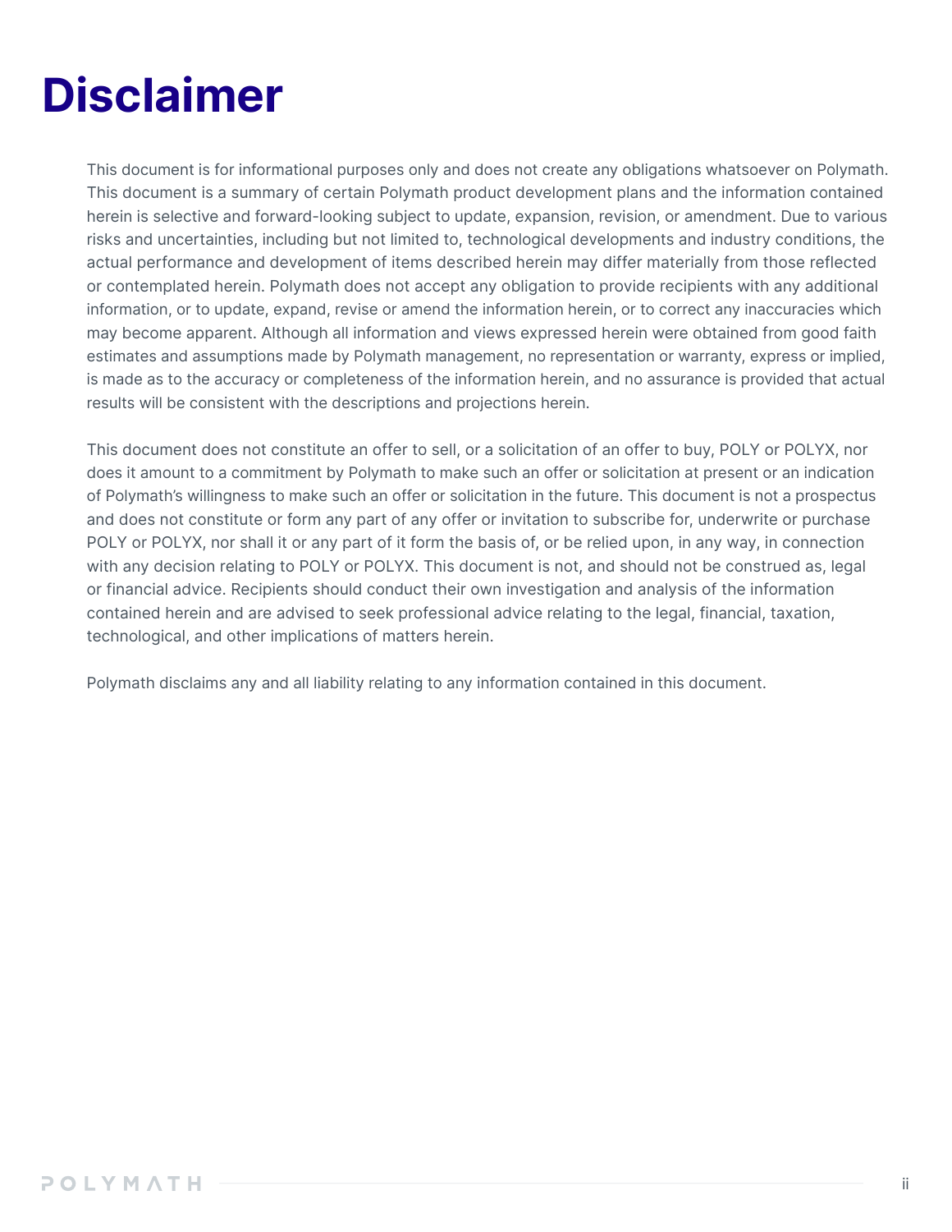# Disclaimer

This document is for informational purposes only and does not create any obligations whatsoever on Polymath. This document is a summary of certain Polymath product development plans and the information contained herein is selective and forward-looking subject to update, expansion, revision, or amendment. Due to various risks and uncertainties, including but not limited to, technological developments and industry conditions, the actual performance and development of items described herein may differ materially from those reflected or contemplated herein. Polymath does not accept any obligation to provide recipients with any additional information, or to update, expand, revise or amend the information herein, or to correct any inaccuracies which may become apparent. Although all information and views expressed herein were obtained from good faith estimates and assumptions made by Polymath management, no representation or warranty, express or implied, is made as to the accuracy or completeness of the information herein, and no assurance is provided that actual results will be consistent with the descriptions and projections herein.

This document does not constitute an offer to sell, or a solicitation of an offer to buy, POLY or POLYX, nor does it amount to a commitment by Polymath to make such an offer or solicitation at present or an indication of Polymath's willingness to make such an offer or solicitation in the future. This document is not a prospectus and does not constitute or form any part of any offer or invitation to subscribe for, underwrite or purchase POLY or POLYX, nor shall it or any part of it form the basis of, or be relied upon, in any way, in connection with any decision relating to POLY or POLYX. This document is not, and should not be construed as, legal or financial advice. Recipients should conduct their own investigation and analysis of the information contained herein and are advised to seek professional advice relating to the legal, financial, taxation, technological, and other implications of matters herein.

Polymath disclaims any and all liability relating to any information contained in this document.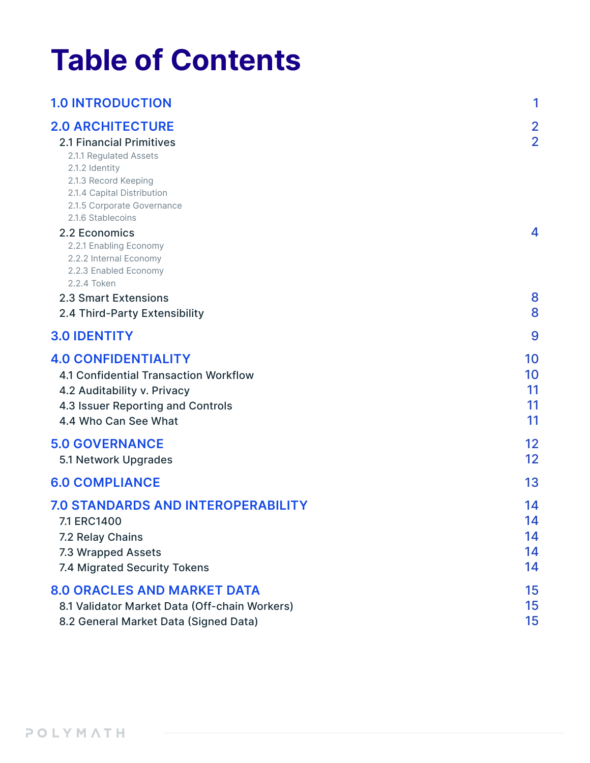# Table of Contents

| | |
|---|---|
| **1.0 INTRODUCTION** | 1 |
| **2.0 ARCHITECTURE** | 2 |
| 2.1 Financial Primitives | 2 |
| 2.1.1 Regulated Assets | |
| 2.1.2 Identity | |
| 2.1.3 Record Keeping | |
| 2.1.4 Capital Distribution | |
| 2.1.5 Corporate Governance | |
| 2.1.6 Stablecoins | |
| 2.2 Economics | 4 |
| 2.2.1 Enabling Economy | |
| 2.2.2 Internal Economy | |
| 2.2.3 Enabled Economy | |
| 2.2.4 Token | |
| 2.3 Smart Extensions | 8 |
| 2.4 Third-Party Extensibility | 8 |
| **3.0 IDENTITY** | 9 |
| **4.0 CONFIDENTIALITY** | 10 |
| 4.1 Confidential Transaction Workflow | 10 |
| 4.2 Auditability v. Privacy | 11 |
| 4.3 Issuer Reporting and Controls | 11 |
| 4.4 Who Can See What | 11 |
| **5.0 GOVERNANCE** | 12 |
| 5.1 Network Upgrades | 12 |
| **6.0 COMPLIANCE** | 13 |
| **7.0 STANDARDS AND INTEROPERABILITY** | 14 |
| 7.1 ERC1400 | 14 |
| 7.2 Relay Chains | 14 |
| 7.3 Wrapped Assets | 14 |
| 7.4 Migrated Security Tokens | 14 |
| **8.0 ORACLES AND MARKET DATA** | 15 |
| 8.1 Validator Market Data (Off-chain Workers) | 15 |
| 8.2 General Market Data (Signed Data) | 15 |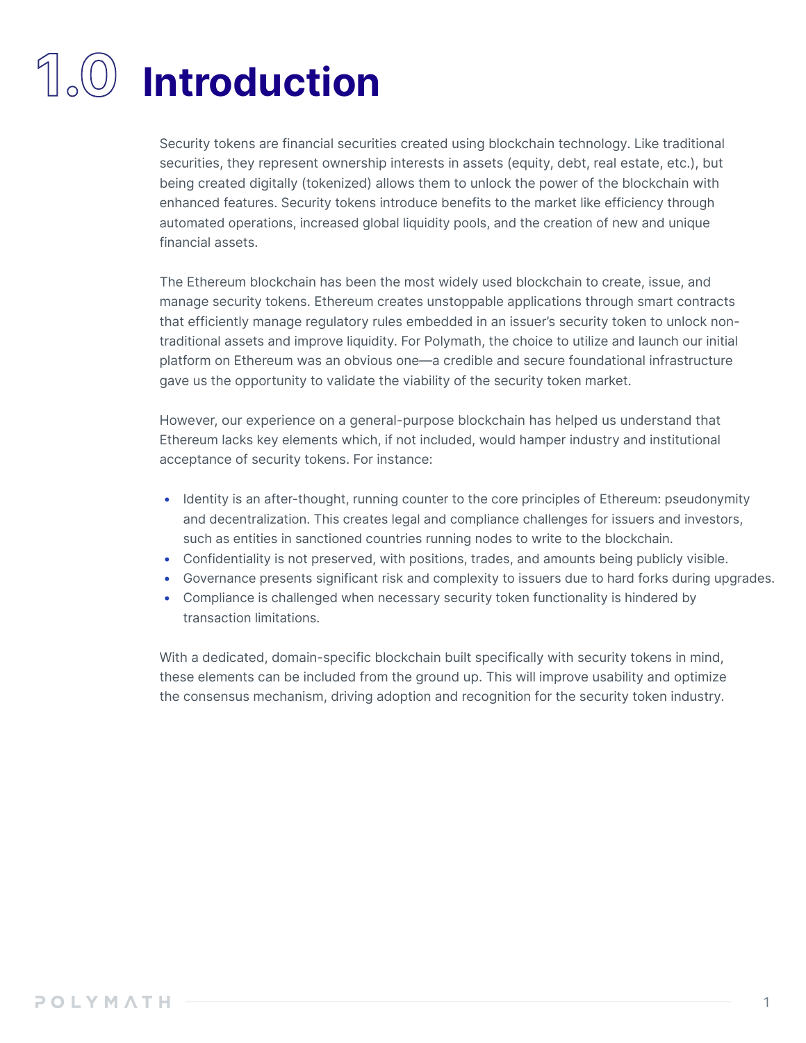# 1.0 Introduction

Security tokens are financial securities created using blockchain technology. Like traditional securities, they represent ownership interests in assets (equity, debt, real estate, etc.), but being created digitally (tokenized) allows them to unlock the power of the blockchain with enhanced features. Security tokens introduce benefits to the market like efficiency through automated operations, increased global liquidity pools, and the creation of new and unique financial assets.

The Ethereum blockchain has been the most widely used blockchain to create, issue, and manage security tokens. Ethereum creates unstoppable applications through smart contracts that efficiently manage regulatory rules embedded in an issuer's security token to unlock non-traditional assets and improve liquidity. For Polymath, the choice to utilize and launch our initial platform on Ethereum was an obvious one—a credible and secure foundational infrastructure gave us the opportunity to validate the viability of the security token market.

However, our experience on a general-purpose blockchain has helped us understand that Ethereum lacks key elements which, if not included, would hamper industry and institutional acceptance of security tokens. For instance:

- Identity is an after-thought, running counter to the core principles of Ethereum: pseudonymity and decentralization. This creates legal and compliance challenges for issuers and investors, such as entities in sanctioned countries running nodes to write to the blockchain.
- Confidentiality is not preserved, with positions, trades, and amounts being publicly visible.
- Governance presents significant risk and complexity to issuers due to hard forks during upgrades.
- Compliance is challenged when necessary security token functionality is hindered by transaction limitations.

With a dedicated, domain-specific blockchain built specifically with security tokens in mind, these elements can be included from the ground up. This will improve usability and optimize the consensus mechanism, driving adoption and recognition for the security token industry.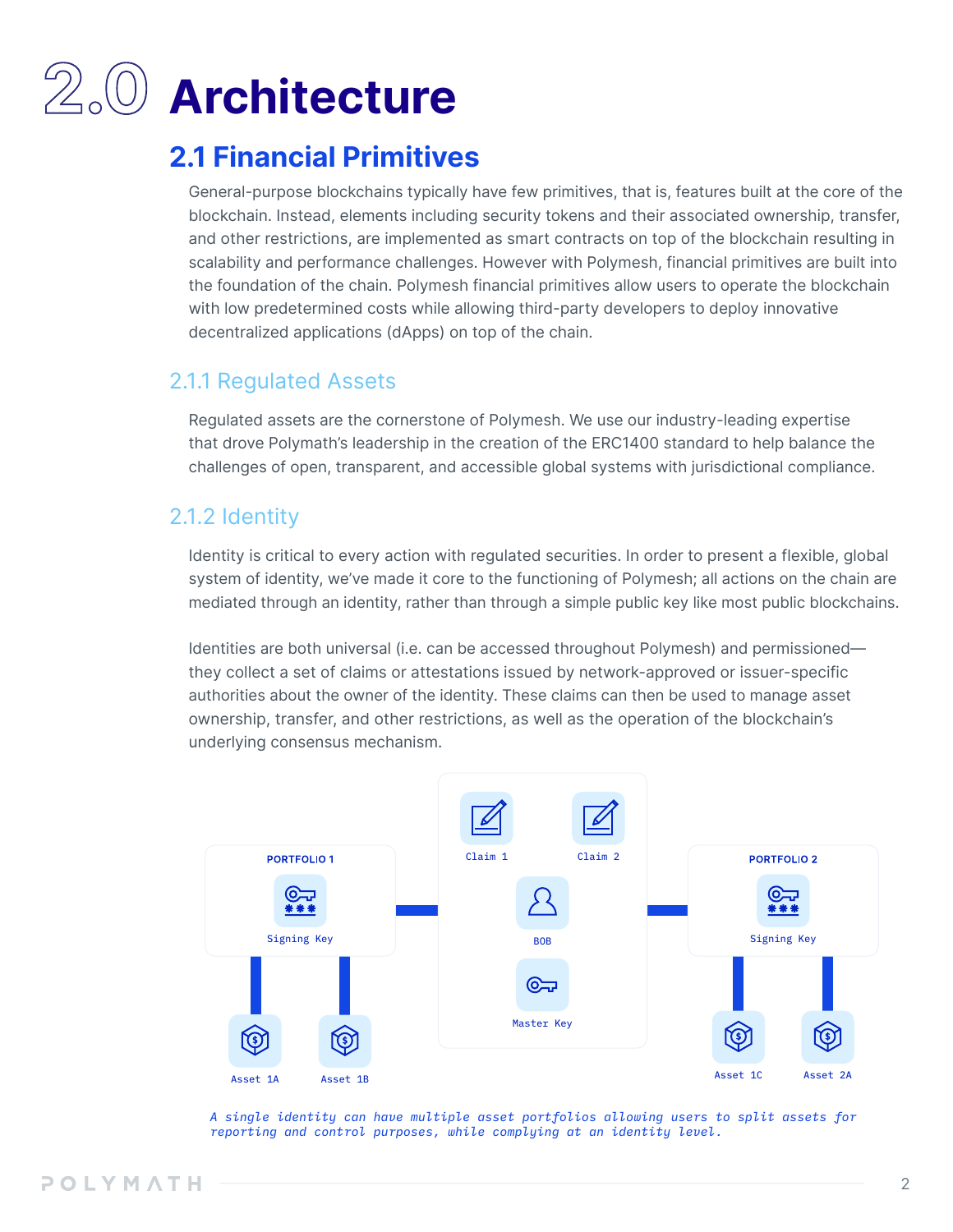# 2.0 Architecture

## 2.1 Financial Primitives

General-purpose blockchains typically have few primitives, that is, features built at the core of the blockchain. Instead, elements including security tokens and their associated ownership, transfer, and other restrictions, are implemented as smart contracts on top of the blockchain resulting in scalability and performance challenges. However with Polymesh, financial primitives are built into the foundation of the chain. Polymesh financial primitives allow users to operate the blockchain with low predetermined costs while allowing third-party developers to deploy innovative decentralized applications (dApps) on top of the chain.

### 2.1.1 Regulated Assets

Regulated assets are the cornerstone of Polymesh. We use our industry-leading expertise that drove Polymath's leadership in the creation of the ERC1400 standard to help balance the challenges of open, transparent, and accessible global systems with jurisdictional compliance.

### 2.1.2 Identity

Identity is critical to every action with regulated securities. In order to present a flexible, global system of identity, we've made it core to the functioning of Polymesh; all actions on the chain are mediated through an identity, rather than through a simple public key like most public blockchains.

Identities are both universal (i.e. can be accessed throughout Polymesh) and permissioned—they collect a set of claims or attestations issued by network-approved or issuer-specific authorities about the owner of the identity. These claims can then be used to manage asset ownership, transfer, and other restrictions, as well as the operation of the blockchain's underlying consensus mechanism.

PORTFOLIO 1 — Signing Key — Asset 1A, Asset 1B

Claim 1, Claim 2 — BOB — Master Key

PORTFOLIO 2 — Signing Key — Asset 1C, Asset 2A

*A single identity can have multiple asset portfolios allowing users to split assets for reporting and control purposes, while complying at an identity level.*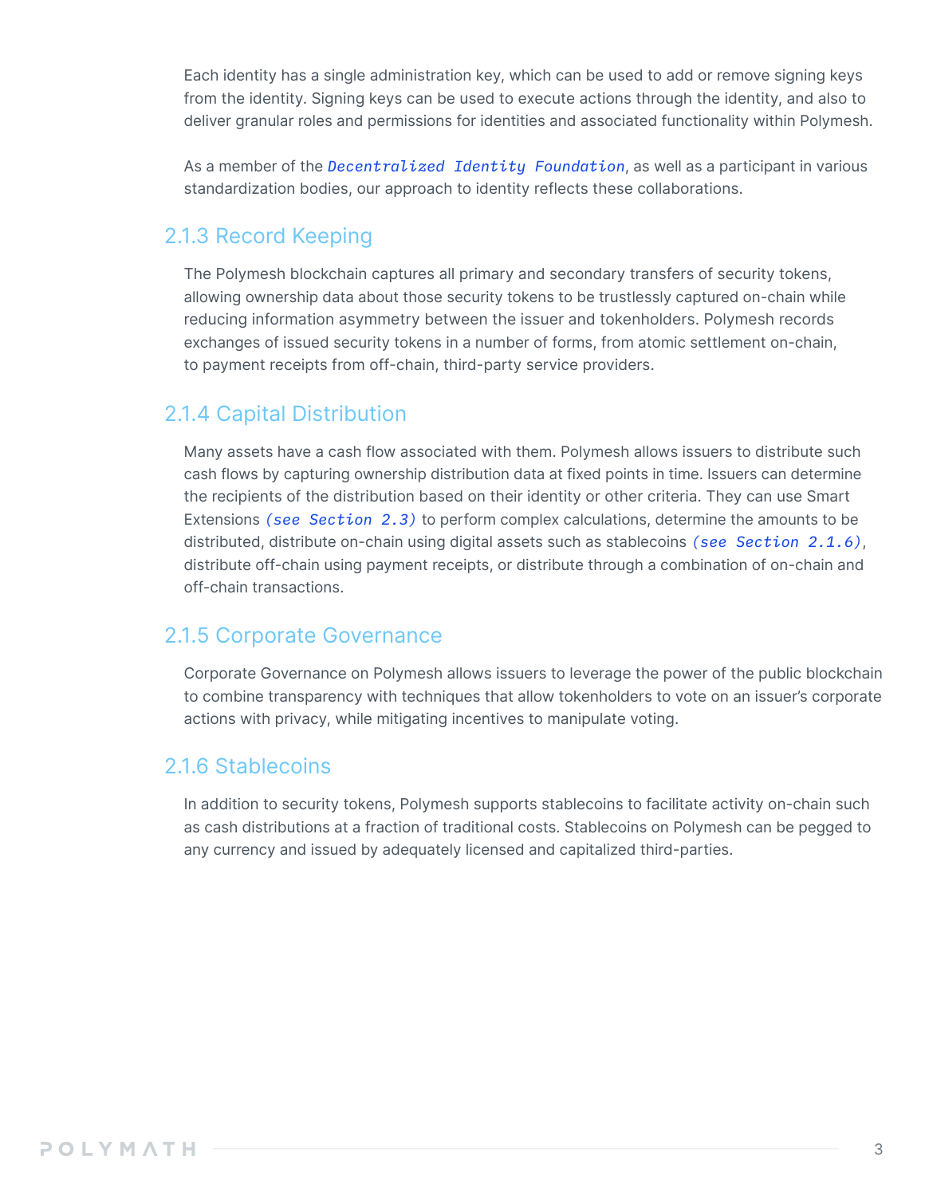Each identity has a single administration key, which can be used to add or remove signing keys from the identity. Signing keys can be used to execute actions through the identity, and also to deliver granular roles and permissions for identities and associated functionality within Polymesh.

As a member of the *Decentralized Identity Foundation*, as well as a participant in various standardization bodies, our approach to identity reflects these collaborations.

### 2.1.3 Record Keeping

The Polymesh blockchain captures all primary and secondary transfers of security tokens, allowing ownership data about those security tokens to be trustlessly captured on-chain while reducing information asymmetry between the issuer and tokenholders. Polymesh records exchanges of issued security tokens in a number of forms, from atomic settlement on-chain, to payment receipts from off-chain, third-party service providers.

### 2.1.4 Capital Distribution

Many assets have a cash flow associated with them. Polymesh allows issuers to distribute such cash flows by capturing ownership distribution data at fixed points in time. Issuers can determine the recipients of the distribution based on their identity or other criteria. They can use Smart Extensions *(see Section 2.3)* to perform complex calculations, determine the amounts to be distributed, distribute on-chain using digital assets such as stablecoins *(see Section 2.1.6)*, distribute off-chain using payment receipts, or distribute through a combination of on-chain and off-chain transactions.

### 2.1.5 Corporate Governance

Corporate Governance on Polymesh allows issuers to leverage the power of the public blockchain to combine transparency with techniques that allow tokenholders to vote on an issuer's corporate actions with privacy, while mitigating incentives to manipulate voting.

### 2.1.6 Stablecoins

In addition to security tokens, Polymesh supports stablecoins to facilitate activity on-chain such as cash distributions at a fraction of traditional costs. Stablecoins on Polymesh can be pegged to any currency and issued by adequately licensed and capitalized third-parties.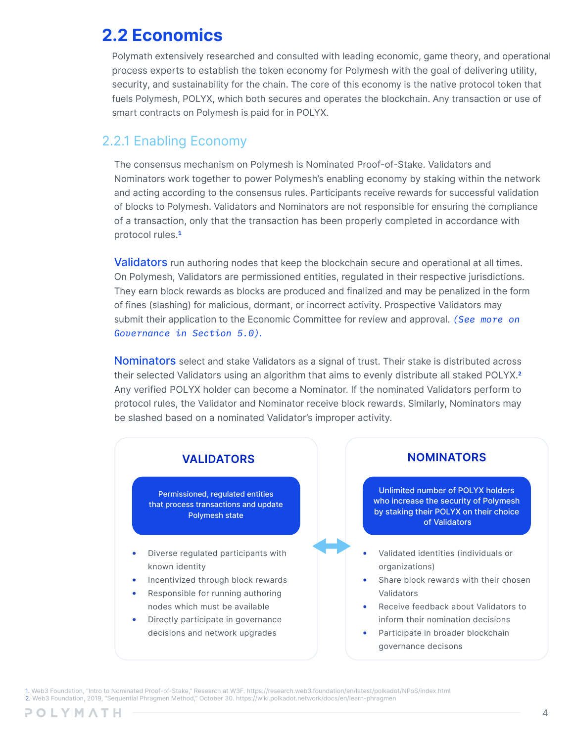## 2.2 Economics

Polymath extensively researched and consulted with leading economic, game theory, and operational process experts to establish the token economy for Polymesh with the goal of delivering utility, security, and sustainability for the chain. The core of this economy is the native protocol token that fuels Polymesh, POLYX, which both secures and operates the blockchain. Any transaction or use of smart contracts on Polymesh is paid for in POLYX.

### 2.2.1 Enabling Economy

The consensus mechanism on Polymesh is Nominated Proof-of-Stake. Validators and Nominators work together to power Polymesh's enabling economy by staking within the network and acting according to the consensus rules. Participants receive rewards for successful validation of blocks to Polymesh. Validators and Nominators are not responsible for ensuring the compliance of a transaction, only that the transaction has been properly completed in accordance with protocol rules.[1]

**Validators** run authoring nodes that keep the blockchain secure and operational at all times. On Polymesh, Validators are permissioned entities, regulated in their respective jurisdictions. They earn block rewards as blocks are produced and finalized and may be penalized in the form of fines (slashing) for malicious, dormant, or incorrect activity. Prospective Validators may submit their application to the Economic Committee for review and approval. *(See more on Governance in Section 5.0).*

**Nominators** select and stake Validators as a signal of trust. Their stake is distributed across their selected Validators using an algorithm that aims to evenly distribute all staked POLYX.[2] Any verified POLYX holder can become a Nominator. If the nominated Validators perform to protocol rules, the Validator and Nominator receive block rewards. Similarly, Nominators may be slashed based on a nominated Validator's improper activity.

**VALIDATORS**

Permissioned, regulated entities that process transactions and update Polymesh state

- Diverse regulated participants with known identity
- Incentivized through block rewards
- Responsible for running authoring nodes which must be available
- Directly participate in governance decisions and network upgrades

**NOMINATORS**

Unlimited number of POLYX holders who increase the security of Polymesh by staking their POLYX on their choice of Validators

- Validated identities (individuals or organizations)
- Share block rewards with their chosen Validators
- Receive feedback about Validators to inform their nomination decisions
- Participate in broader blockchain governance decisons

1. Web3 Foundation, "Intro to Nominated Proof-of-Stake," Research at W3F. https://research.web3.foundation/en/latest/polkadot/NPoS/index.html
2. Web3 Foundation, 2019, "Sequential Phragmen Method," October 30. https://wiki.polkadot.network/docs/en/learn-phragmen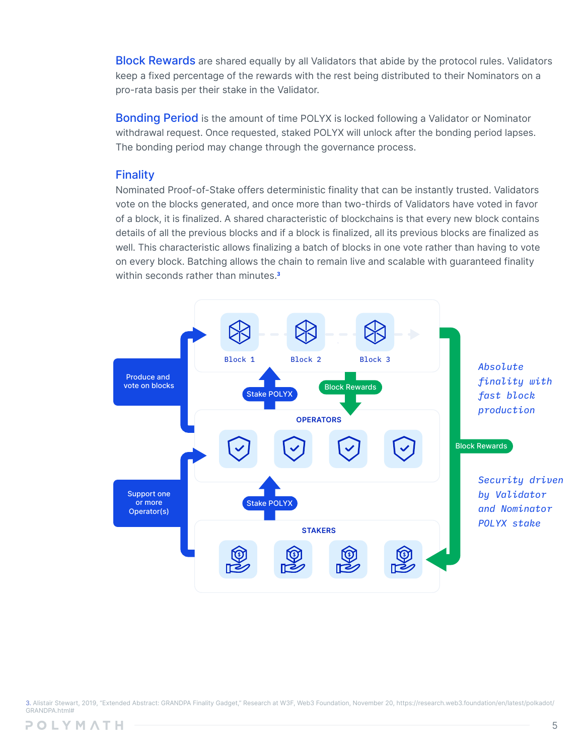**Block Rewards** are shared equally by all Validators that abide by the protocol rules. Validators keep a fixed percentage of the rewards with the rest being distributed to their Nominators on a pro-rata basis per their stake in the Validator.

**Bonding Period** is the amount of time POLYX is locked following a Validator or Nominator withdrawal request. Once requested, staked POLYX will unlock after the bonding period lapses. The bonding period may change through the governance process.

### Finality

Nominated Proof-of-Stake offers deterministic finality that can be instantly trusted. Validators vote on the blocks generated, and once more than two-thirds of Validators have voted in favor of a block, it is finalized. A shared characteristic of blockchains is that every new block contains details of all the previous blocks and if a block is finalized, all its previous blocks are finalized as well. This characteristic allows finalizing a batch of blocks in one vote rather than having to vote on every block. Batching allows the chain to remain live and scalable with guaranteed finality within seconds rather than minutes.[3]

---

3. Alistair Stewart, 2019, "Extended Abstract: GRANDPA Finality Gadget," Research at W3F, Web3 Foundation, November 20, https://research.web3.foundation/en/latest/polkadot/GRANDPA.html#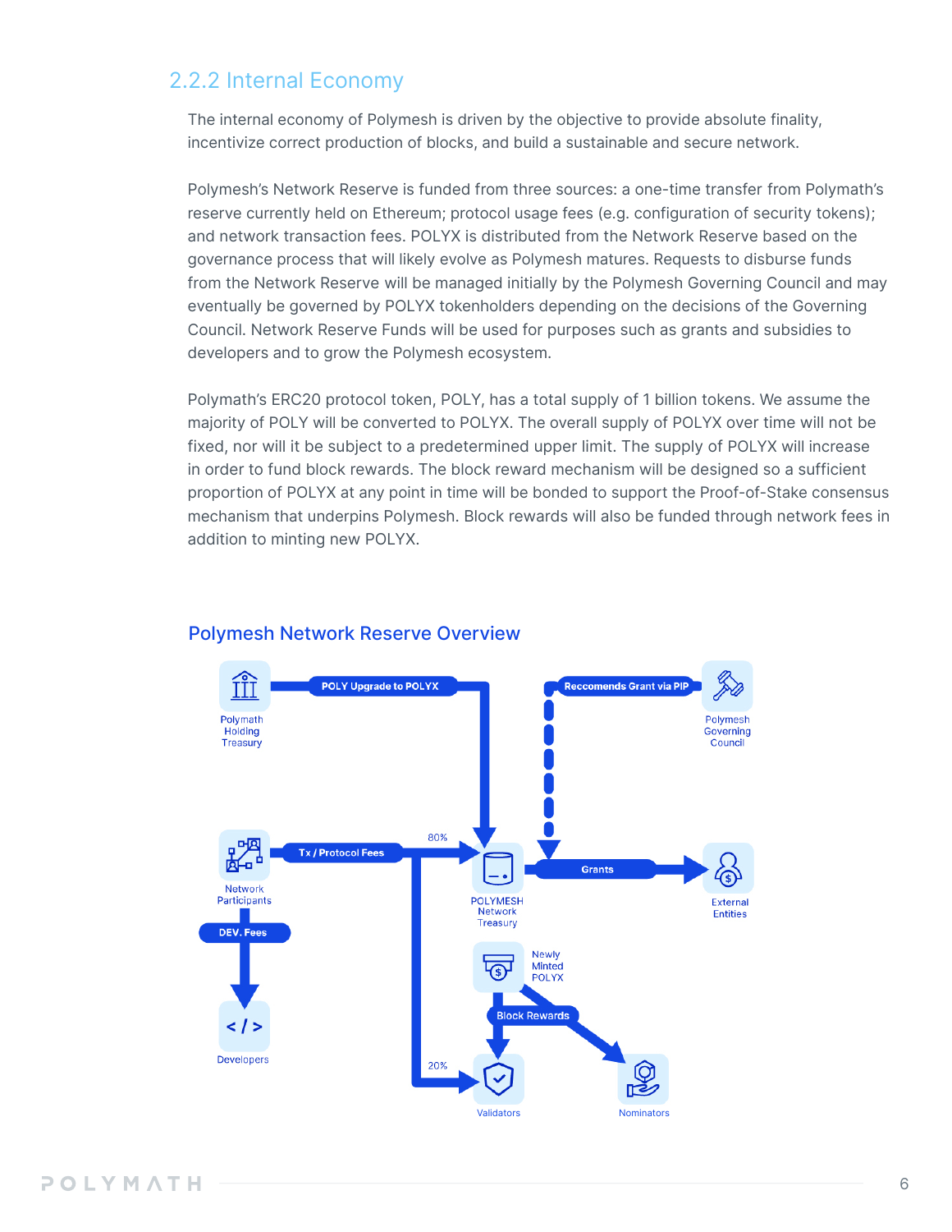### 2.2.2 Internal Economy

The internal economy of Polymesh is driven by the objective to provide absolute finality, incentivize correct production of blocks, and build a sustainable and secure network.

Polymesh's Network Reserve is funded from three sources: a one-time transfer from Polymath's reserve currently held on Ethereum; protocol usage fees (e.g. configuration of security tokens); and network transaction fees. POLYX is distributed from the Network Reserve based on the governance process that will likely evolve as Polymesh matures. Requests to disburse funds from the Network Reserve will be managed initially by the Polymesh Governing Council and may eventually be governed by POLYX tokenholders depending on the decisions of the Governing Council. Network Reserve Funds will be used for purposes such as grants and subsidies to developers and to grow the Polymesh ecosystem.

Polymath's ERC20 protocol token, POLY, has a total supply of 1 billion tokens. We assume the majority of POLY will be converted to POLYX. The overall supply of POLYX over time will not be fixed, nor will it be subject to a predetermined upper limit. The supply of POLYX will increase in order to fund block rewards. The block reward mechanism will be designed so a sufficient proportion of POLYX at any point in time will be bonded to support the Proof-of-Stake consensus mechanism that underpins Polymesh. Block rewards will also be funded through network fees in addition to minting new POLYX.

**Polymesh Network Reserve Overview**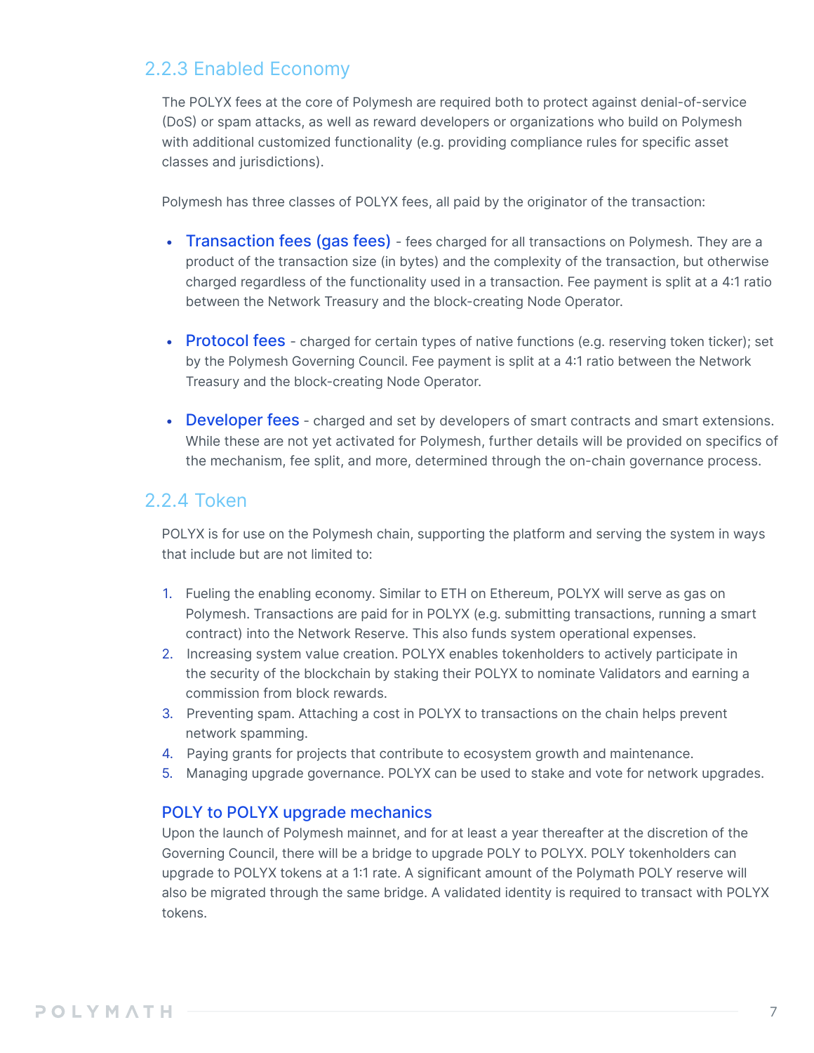### 2.2.3 Enabled Economy

The POLYX fees at the core of Polymesh are required both to protect against denial-of-service (DoS) or spam attacks, as well as reward developers or organizations who build on Polymesh with additional customized functionality (e.g. providing compliance rules for specific asset classes and jurisdictions).

Polymesh has three classes of POLYX fees, all paid by the originator of the transaction:

- **Transaction fees (gas fees)** - fees charged for all transactions on Polymesh. They are a product of the transaction size (in bytes) and the complexity of the transaction, but otherwise charged regardless of the functionality used in a transaction. Fee payment is split at a 4:1 ratio between the Network Treasury and the block-creating Node Operator.

- **Protocol fees** - charged for certain types of native functions (e.g. reserving token ticker); set by the Polymesh Governing Council. Fee payment is split at a 4:1 ratio between the Network Treasury and the block-creating Node Operator.

- **Developer fees** - charged and set by developers of smart contracts and smart extensions. While these are not yet activated for Polymesh, further details will be provided on specifics of the mechanism, fee split, and more, determined through the on-chain governance process.

### 2.2.4 Token

POLYX is for use on the Polymesh chain, supporting the platform and serving the system in ways that include but are not limited to:

1. Fueling the enabling economy. Similar to ETH on Ethereum, POLYX will serve as gas on Polymesh. Transactions are paid for in POLYX (e.g. submitting transactions, running a smart contract) into the Network Reserve. This also funds system operational expenses.
2. Increasing system value creation. POLYX enables tokenholders to actively participate in the security of the blockchain by staking their POLYX to nominate Validators and earning a commission from block rewards.
3. Preventing spam. Attaching a cost in POLYX to transactions on the chain helps prevent network spamming.
4. Paying grants for projects that contribute to ecosystem growth and maintenance.
5. Managing upgrade governance. POLYX can be used to stake and vote for network upgrades.

#### POLY to POLYX upgrade mechanics

Upon the launch of Polymesh mainnet, and for at least a year thereafter at the discretion of the Governing Council, there will be a bridge to upgrade POLY to POLYX. POLY tokenholders can upgrade to POLYX tokens at a 1:1 rate. A significant amount of the Polymath POLY reserve will also be migrated through the same bridge. A validated identity is required to transact with POLYX tokens.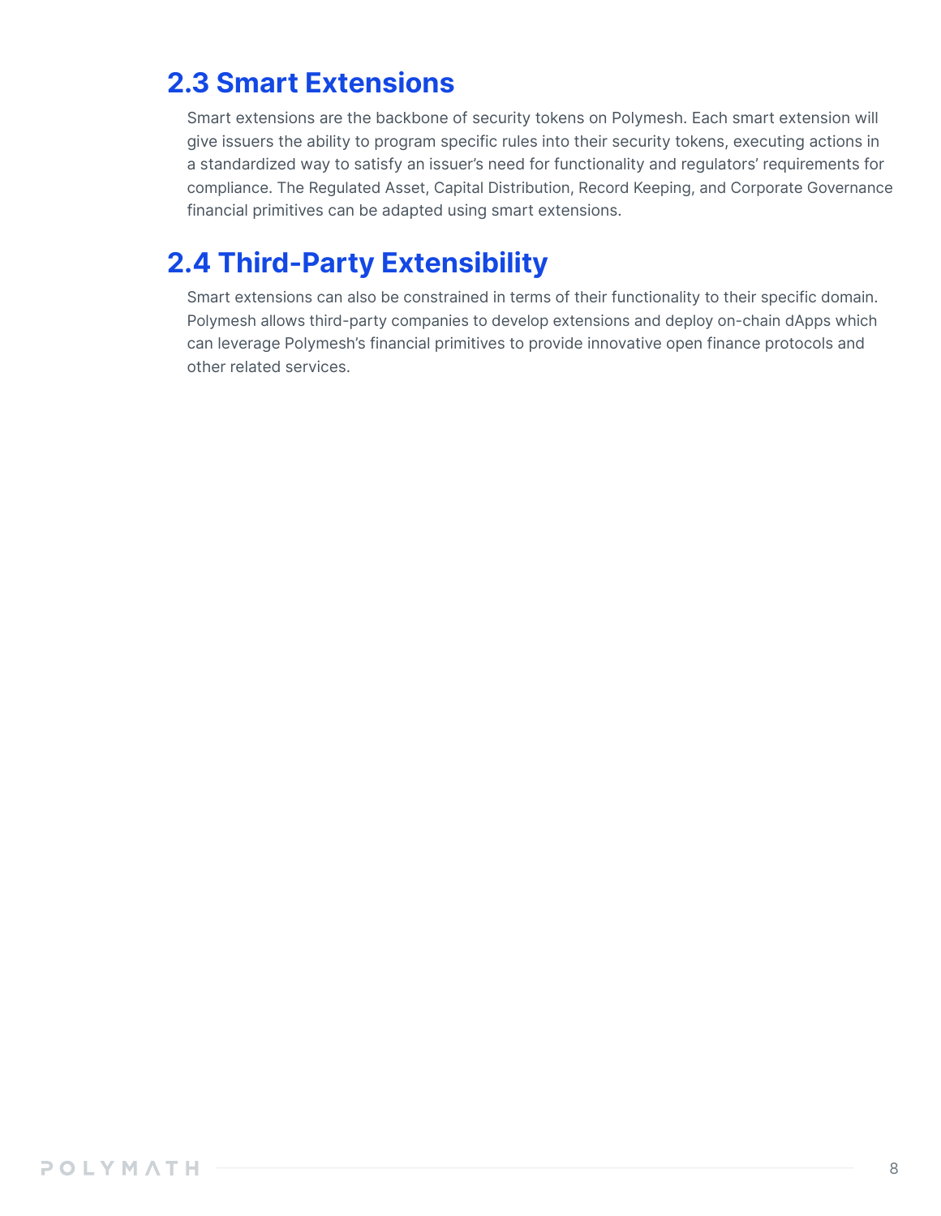## 2.3 Smart Extensions

Smart extensions are the backbone of security tokens on Polymesh. Each smart extension will give issuers the ability to program specific rules into their security tokens, executing actions in a standardized way to satisfy an issuer's need for functionality and regulators' requirements for compliance. The Regulated Asset, Capital Distribution, Record Keeping, and Corporate Governance financial primitives can be adapted using smart extensions.

## 2.4 Third-Party Extensibility

Smart extensions can also be constrained in terms of their functionality to their specific domain. Polymesh allows third-party companies to develop extensions and deploy on-chain dApps which can leverage Polymesh's financial primitives to provide innovative open finance protocols and other related services.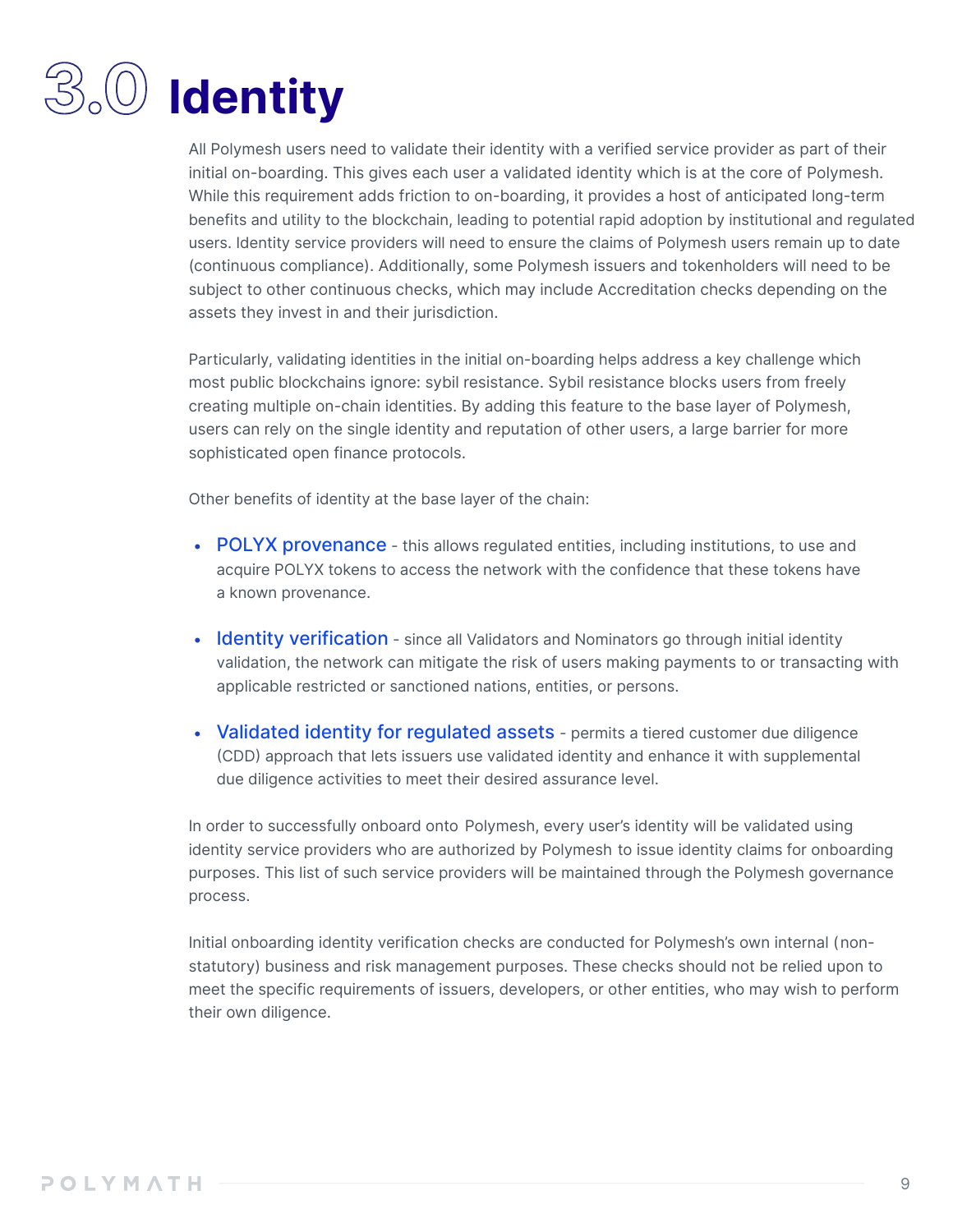# 3.0 Identity

All Polymesh users need to validate their identity with a verified service provider as part of their initial on-boarding. This gives each user a validated identity which is at the core of Polymesh. While this requirement adds friction to on-boarding, it provides a host of anticipated long-term benefits and utility to the blockchain, leading to potential rapid adoption by institutional and regulated users. Identity service providers will need to ensure the claims of Polymesh users remain up to date (continuous compliance). Additionally, some Polymesh issuers and tokenholders will need to be subject to other continuous checks, which may include Accreditation checks depending on the assets they invest in and their jurisdiction.

Particularly, validating identities in the initial on-boarding helps address a key challenge which most public blockchains ignore: sybil resistance. Sybil resistance blocks users from freely creating multiple on-chain identities. By adding this feature to the base layer of Polymesh, users can rely on the single identity and reputation of other users, a large barrier for more sophisticated open finance protocols.

Other benefits of identity at the base layer of the chain:

- **POLYX provenance** - this allows regulated entities, including institutions, to use and acquire POLYX tokens to access the network with the confidence that these tokens have a known provenance.
- **Identity verification** - since all Validators and Nominators go through initial identity validation, the network can mitigate the risk of users making payments to or transacting with applicable restricted or sanctioned nations, entities, or persons.
- **Validated identity for regulated assets** - permits a tiered customer due diligence (CDD) approach that lets issuers use validated identity and enhance it with supplemental due diligence activities to meet their desired assurance level.

In order to successfully onboard onto Polymesh, every user's identity will be validated using identity service providers who are authorized by Polymesh to issue identity claims for onboarding purposes. This list of such service providers will be maintained through the Polymesh governance process.

Initial onboarding identity verification checks are conducted for Polymesh's own internal (non-statutory) business and risk management purposes. These checks should not be relied upon to meet the specific requirements of issuers, developers, or other entities, who may wish to perform their own diligence.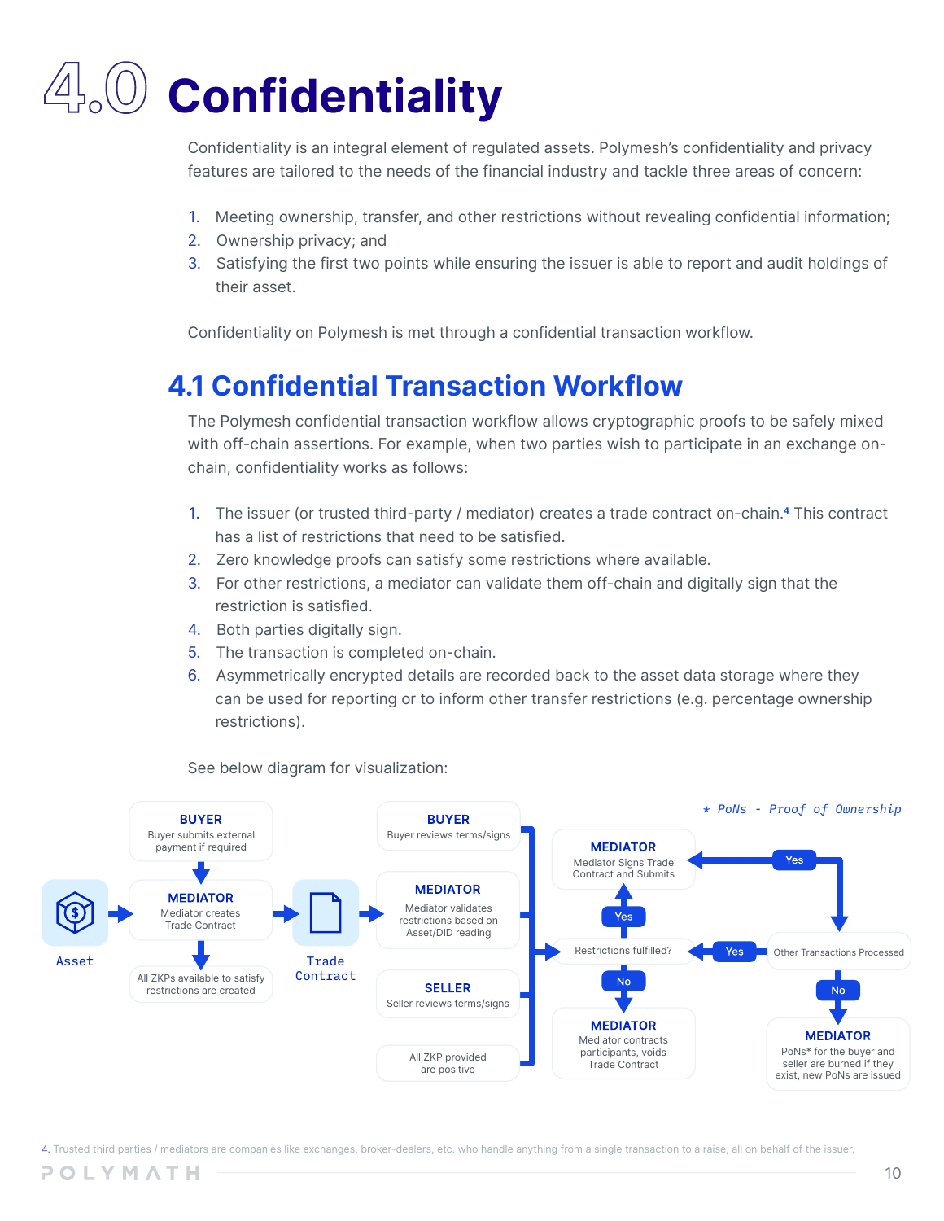# 4.0 Confidentiality

Confidentiality is an integral element of regulated assets. Polymesh's confidentiality and privacy features are tailored to the needs of the financial industry and tackle three areas of concern:

1. Meeting ownership, transfer, and other restrictions without revealing confidential information;
2. Ownership privacy; and
3. Satisfying the first two points while ensuring the issuer is able to report and audit holdings of their asset.

Confidentiality on Polymesh is met through a confidential transaction workflow.

## 4.1 Confidential Transaction Workflow

The Polymesh confidential transaction workflow allows cryptographic proofs to be safely mixed with off-chain assertions. For example, when two parties wish to participate in an exchange on-chain, confidentiality works as follows:

1. The issuer (or trusted third-party / mediator) creates a trade contract on-chain.[4] This contract has a list of restrictions that need to be satisfied.
2. Zero knowledge proofs can satisfy some restrictions where available.
3. For other restrictions, a mediator can validate them off-chain and digitally sign that the restriction is satisfied.
4. Both parties digitally sign.
5. The transaction is completed on-chain.
6. Asymmetrically encrypted details are recorded back to the asset data storage where they can be used for reporting or to inform other transfer restrictions (e.g. percentage ownership restrictions).

See below diagram for visualization:

* PoNs - Proof of Ownership

Asset → **MEDIATOR** Mediator creates Trade Contract (preceded by **BUYER** Buyer submits external payment if required; followed by All ZKPs available to satisfy restrictions are created) → Trade Contract → **MEDIATOR** Mediator validates restrictions based on Asset/DID reading; **BUYER** Buyer reviews terms/signs; **SELLER** Seller reviews terms/signs; All ZKP provided are positive → Restrictions fulfilled?

- Yes → **MEDIATOR** Mediator Signs Trade Contract and Submits → Yes → Other Transactions Processed
  - Yes → Restrictions fulfilled?
  - No → **MEDIATOR** PoNs* for the buyer and seller are burned if they exist, new PoNs are issued
- No → **MEDIATOR** Mediator contracts participants, voids Trade Contract

4. Trusted third parties / mediators are companies like exchanges, broker-dealers, etc. who handle anything from a single transaction to a raise, all on behalf of the issuer.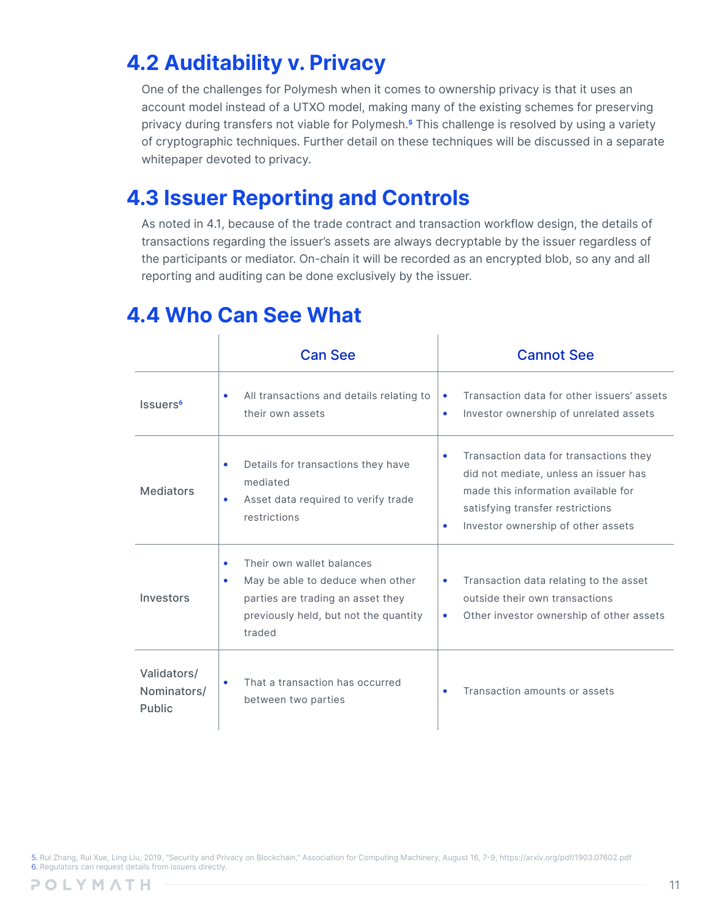## 4.2 Auditability v. Privacy

One of the challenges for Polymesh when it comes to ownership privacy is that it uses an account model instead of a UTXO model, making many of the existing schemes for preserving privacy during transfers not viable for Polymesh.[5] This challenge is resolved by using a variety of cryptographic techniques. Further detail on these techniques will be discussed in a separate whitepaper devoted to privacy.

## 4.3 Issuer Reporting and Controls

As noted in 4.1, because of the trade contract and transaction workflow design, the details of transactions regarding the issuer's assets are always decryptable by the issuer regardless of the participants or mediator. On-chain it will be recorded as an encrypted blob, so any and all reporting and auditing can be done exclusively by the issuer.

## 4.4 Who Can See What

| | Can See | Cannot See |
|---|---|---|
| Issuers[6] | • All transactions and details relating to their own assets | • Transaction data for other issuers' assets<br>• Investor ownership of unrelated assets |
| Mediators | • Details for transactions they have mediated<br>• Asset data required to verify trade restrictions | • Transaction data for transactions they did not mediate, unless an issuer has made this information available for satisfying transfer restrictions<br>• Investor ownership of other assets |
| Investors | • Their own wallet balances<br>• May be able to deduce when other parties are trading an asset they previously held, but not the quantity traded | • Transaction data relating to the asset outside their own transactions<br>• Other investor ownership of other assets |
| Validators/ Nominators/ Public | • That a transaction has occurred between two parties | • Transaction amounts or assets |

5. Rui Zhang, Rui Xue, Ling Liu, 2019, "Security and Privacy on Blockchain," Association for Computing Machinery, August 16, 7-9, https://arxiv.org/pdf/1903.07602.pdf
6. Regulators can request details from issuers directly.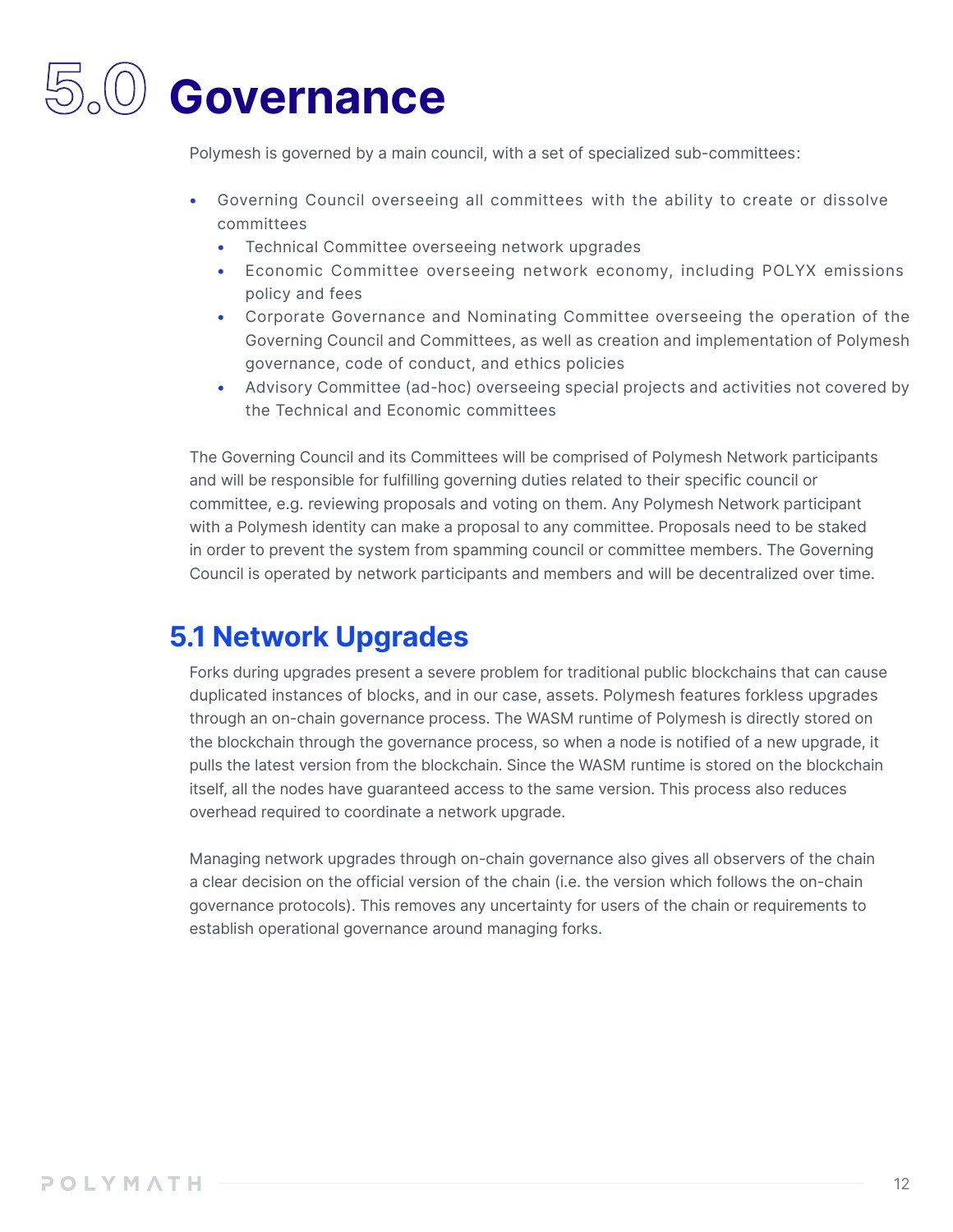# 5.0 Governance

Polymesh is governed by a main council, with a set of specialized sub-committees:

- Governing Council overseeing all committees with the ability to create or dissolve committees
  - Technical Committee overseeing network upgrades
  - Economic Committee overseeing network economy, including POLYX emissions policy and fees
  - Corporate Governance and Nominating Committee overseeing the operation of the Governing Council and Committees, as well as creation and implementation of Polymesh governance, code of conduct, and ethics policies
  - Advisory Committee (ad-hoc) overseeing special projects and activities not covered by the Technical and Economic committees

The Governing Council and its Committees will be comprised of Polymesh Network participants and will be responsible for fulfilling governing duties related to their specific council or committee, e.g. reviewing proposals and voting on them. Any Polymesh Network participant with a Polymesh identity can make a proposal to any committee. Proposals need to be staked in order to prevent the system from spamming council or committee members. The Governing Council is operated by network participants and members and will be decentralized over time.

## 5.1 Network Upgrades

Forks during upgrades present a severe problem for traditional public blockchains that can cause duplicated instances of blocks, and in our case, assets. Polymesh features forkless upgrades through an on-chain governance process. The WASM runtime of Polymesh is directly stored on the blockchain through the governance process, so when a node is notified of a new upgrade, it pulls the latest version from the blockchain. Since the WASM runtime is stored on the blockchain itself, all the nodes have guaranteed access to the same version. This process also reduces overhead required to coordinate a network upgrade.

Managing network upgrades through on-chain governance also gives all observers of the chain a clear decision on the official version of the chain (i.e. the version which follows the on-chain governance protocols). This removes any uncertainty for users of the chain or requirements to establish operational governance around managing forks.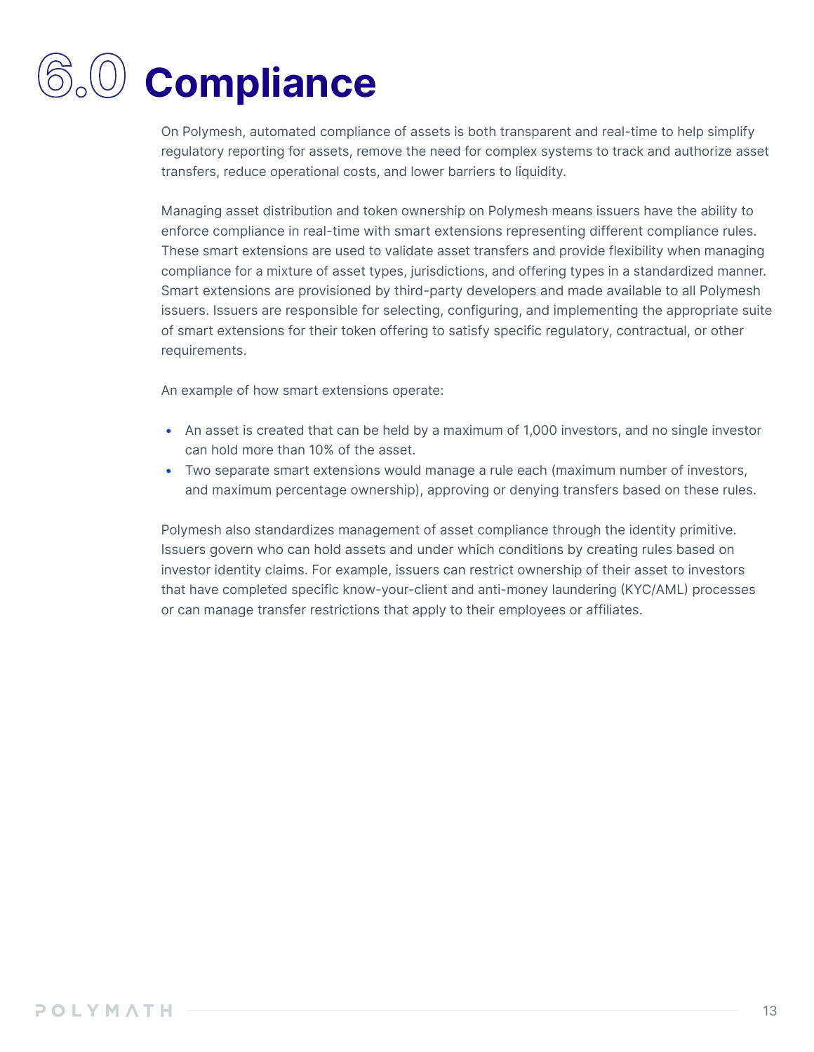# 6.0 Compliance

On Polymesh, automated compliance of assets is both transparent and real-time to help simplify regulatory reporting for assets, remove the need for complex systems to track and authorize asset transfers, reduce operational costs, and lower barriers to liquidity.

Managing asset distribution and token ownership on Polymesh means issuers have the ability to enforce compliance in real-time with smart extensions representing different compliance rules. These smart extensions are used to validate asset transfers and provide flexibility when managing compliance for a mixture of asset types, jurisdictions, and offering types in a standardized manner. Smart extensions are provisioned by third-party developers and made available to all Polymesh issuers. Issuers are responsible for selecting, configuring, and implementing the appropriate suite of smart extensions for their token offering to satisfy specific regulatory, contractual, or other requirements.

An example of how smart extensions operate:

- An asset is created that can be held by a maximum of 1,000 investors, and no single investor can hold more than 10% of the asset.
- Two separate smart extensions would manage a rule each (maximum number of investors, and maximum percentage ownership), approving or denying transfers based on these rules.

Polymesh also standardizes management of asset compliance through the identity primitive. Issuers govern who can hold assets and under which conditions by creating rules based on investor identity claims. For example, issuers can restrict ownership of their asset to investors that have completed specific know-your-client and anti-money laundering (KYC/AML) processes or can manage transfer restrictions that apply to their employees or affiliates.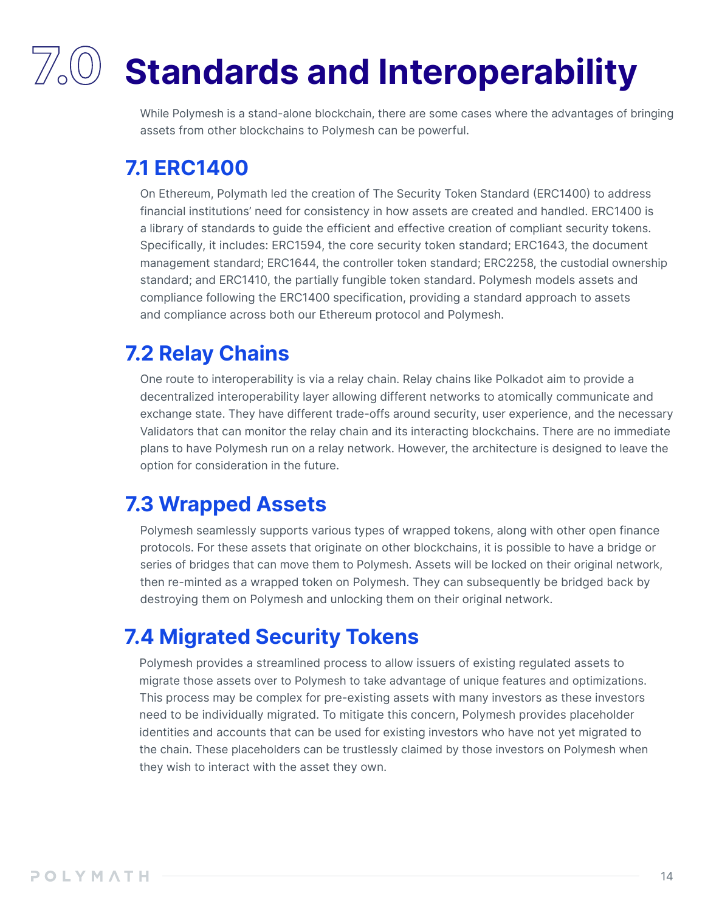# 7.0 Standards and Interoperability

While Polymesh is a stand-alone blockchain, there are some cases where the advantages of bringing assets from other blockchains to Polymesh can be powerful.

## 7.1 ERC1400

On Ethereum, Polymath led the creation of The Security Token Standard (ERC1400) to address financial institutions' need for consistency in how assets are created and handled. ERC1400 is a library of standards to guide the efficient and effective creation of compliant security tokens. Specifically, it includes: ERC1594, the core security token standard; ERC1643, the document management standard; ERC1644, the controller token standard; ERC2258, the custodial ownership standard; and ERC1410, the partially fungible token standard. Polymesh models assets and compliance following the ERC1400 specification, providing a standard approach to assets and compliance across both our Ethereum protocol and Polymesh.

## 7.2 Relay Chains

One route to interoperability is via a relay chain. Relay chains like Polkadot aim to provide a decentralized interoperability layer allowing different networks to atomically communicate and exchange state. They have different trade-offs around security, user experience, and the necessary Validators that can monitor the relay chain and its interacting blockchains. There are no immediate plans to have Polymesh run on a relay network. However, the architecture is designed to leave the option for consideration in the future.

## 7.3 Wrapped Assets

Polymesh seamlessly supports various types of wrapped tokens, along with other open finance protocols. For these assets that originate on other blockchains, it is possible to have a bridge or series of bridges that can move them to Polymesh. Assets will be locked on their original network, then re-minted as a wrapped token on Polymesh. They can subsequently be bridged back by destroying them on Polymesh and unlocking them on their original network.

## 7.4 Migrated Security Tokens

Polymesh provides a streamlined process to allow issuers of existing regulated assets to migrate those assets over to Polymesh to take advantage of unique features and optimizations. This process may be complex for pre-existing assets with many investors as these investors need to be individually migrated. To mitigate this concern, Polymesh provides placeholder identities and accounts that can be used for existing investors who have not yet migrated to the chain. These placeholders can be trustlessly claimed by those investors on Polymesh when they wish to interact with the asset they own.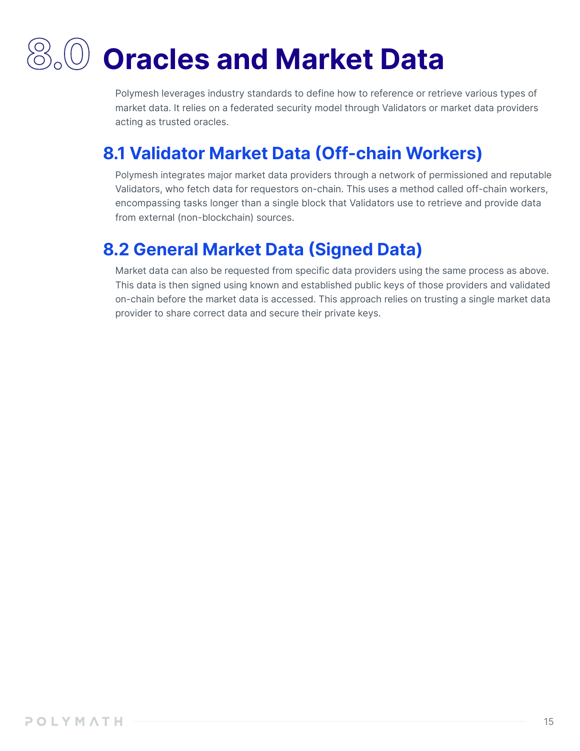# 8.0 Oracles and Market Data

Polymesh leverages industry standards to define how to reference or retrieve various types of market data. It relies on a federated security model through Validators or market data providers acting as trusted oracles.

## 8.1 Validator Market Data (Off-chain Workers)

Polymesh integrates major market data providers through a network of permissioned and reputable Validators, who fetch data for requestors on-chain. This uses a method called off-chain workers, encompassing tasks longer than a single block that Validators use to retrieve and provide data from external (non-blockchain) sources.

## 8.2 General Market Data (Signed Data)

Market data can also be requested from specific data providers using the same process as above. This data is then signed using known and established public keys of those providers and validated on-chain before the market data is accessed. This approach relies on trusting a single market data provider to share correct data and secure their private keys.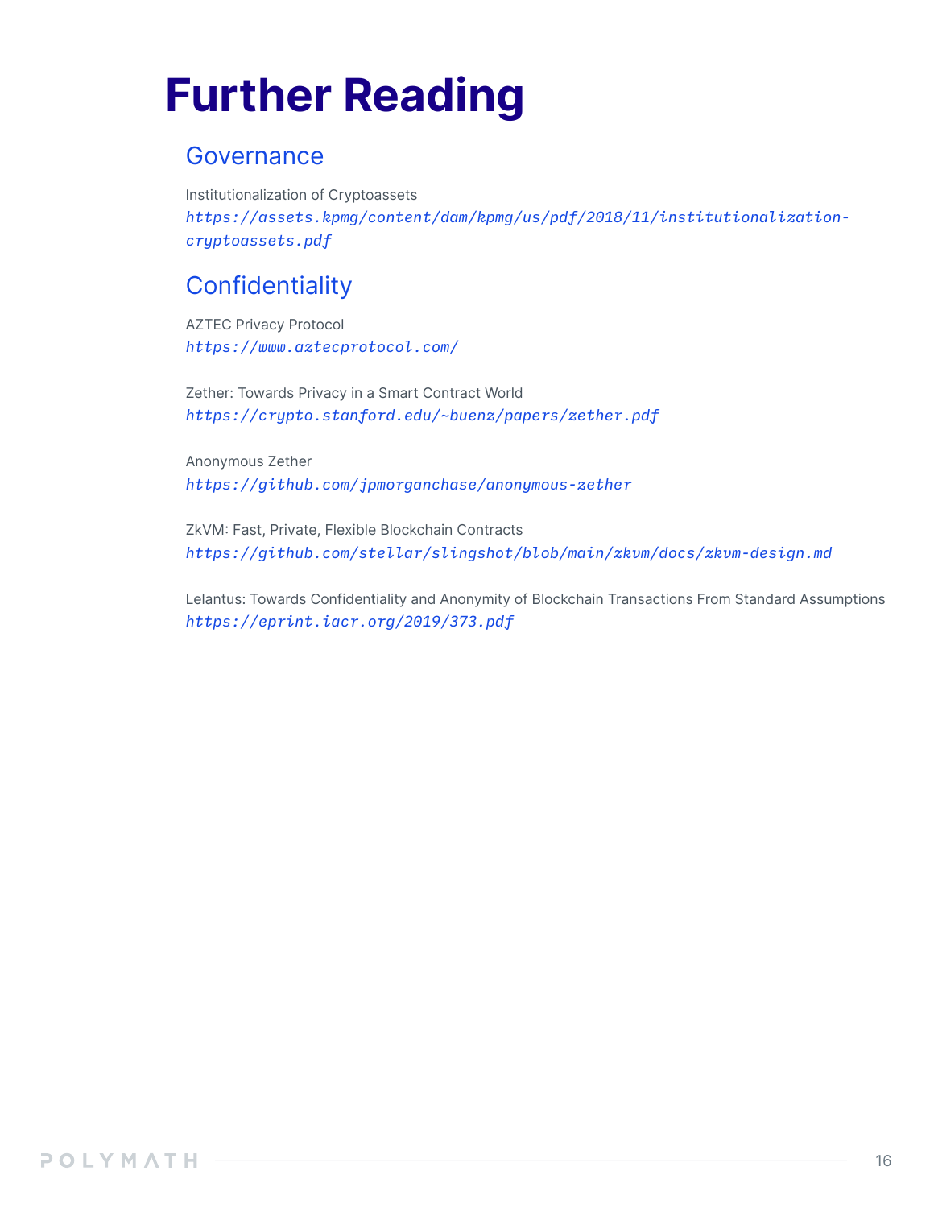# Further Reading

## Governance

Institutionalization of Cryptoassets
*https://assets.kpmg/content/dam/kpmg/us/pdf/2018/11/institutionalization-cryptoassets.pdf*

## Confidentiality

AZTEC Privacy Protocol
*https://www.aztecprotocol.com/*

Zether: Towards Privacy in a Smart Contract World
*https://crypto.stanford.edu/~buenz/papers/zether.pdf*

Anonymous Zether
*https://github.com/jpmorganchase/anonymous-zether*

ZkVM: Fast, Private, Flexible Blockchain Contracts
*https://github.com/stellar/slingshot/blob/main/zkvm/docs/zkvm-design.md*

Lelantus: Towards Confidentiality and Anonymity of Blockchain Transactions From Standard Assumptions
*https://eprint.iacr.org/2019/373.pdf*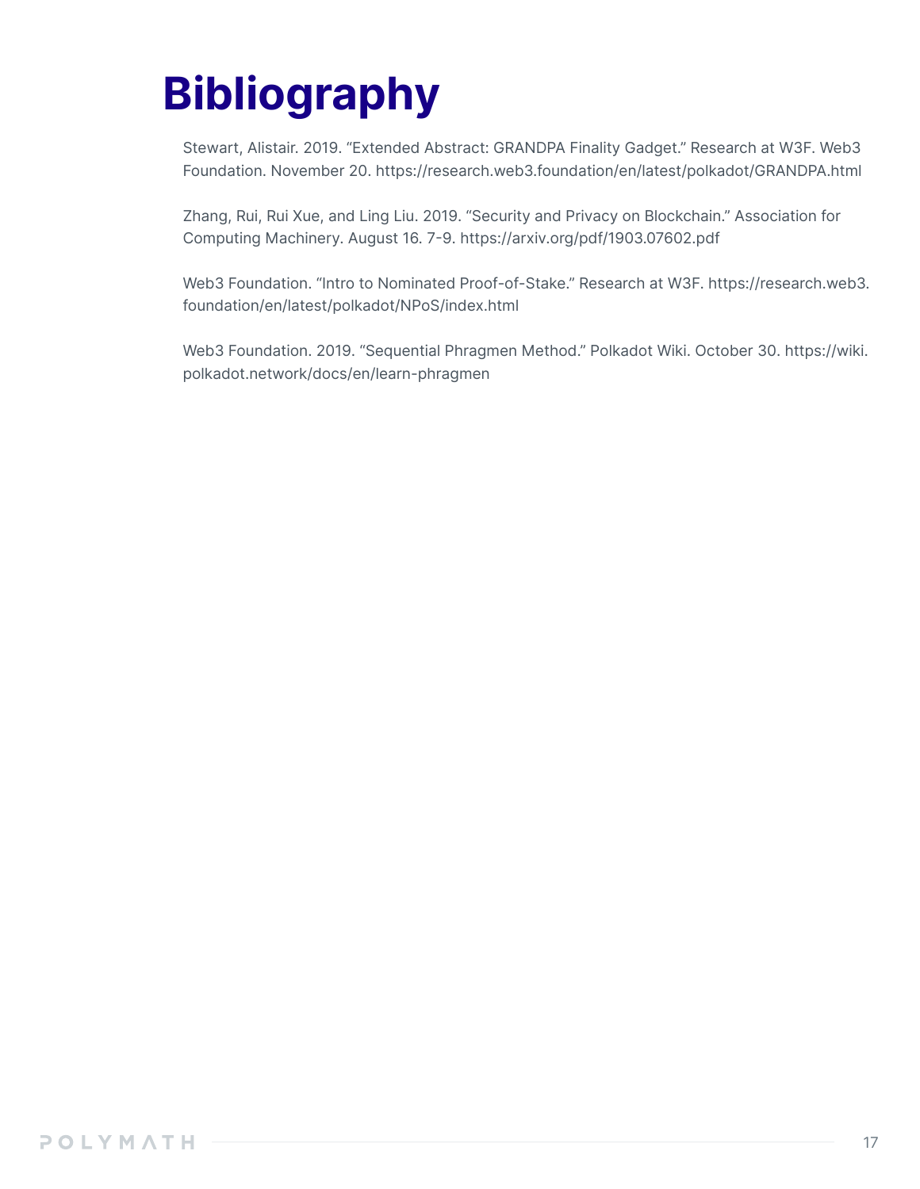# Bibliography

Stewart, Alistair. 2019. "Extended Abstract: GRANDPA Finality Gadget." Research at W3F. Web3 Foundation. November 20. https://research.web3.foundation/en/latest/polkadot/GRANDPA.html

Zhang, Rui, Rui Xue, and Ling Liu. 2019. "Security and Privacy on Blockchain." Association for Computing Machinery. August 16. 7-9. https://arxiv.org/pdf/1903.07602.pdf

Web3 Foundation. "Intro to Nominated Proof-of-Stake." Research at W3F. https://research.web3.foundation/en/latest/polkadot/NPoS/index.html

Web3 Foundation. 2019. "Sequential Phragmen Method." Polkadot Wiki. October 30. https://wiki.polkadot.network/docs/en/learn-phragmen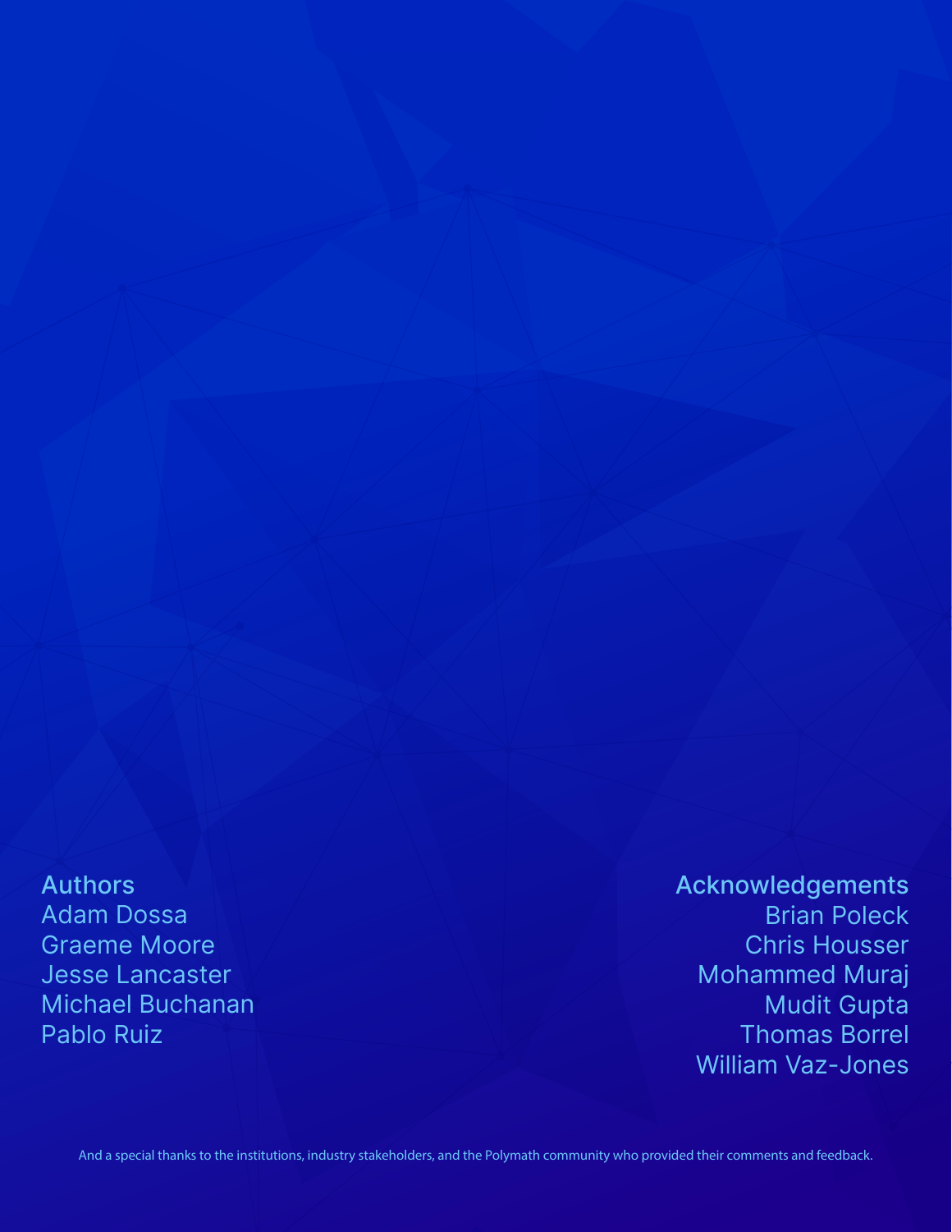**Authors**

Adam Dossa
Graeme Moore
Jesse Lancaster
Michael Buchanan
Pablo Ruiz

**Acknowledgements**

Brian Poleck
Chris Housser
Mohammed Muraj
Mudit Gupta
Thomas Borrel
William Vaz-Jones

And a special thanks to the institutions, industry stakeholders, and the Polymath community who provided their comments and feedback.